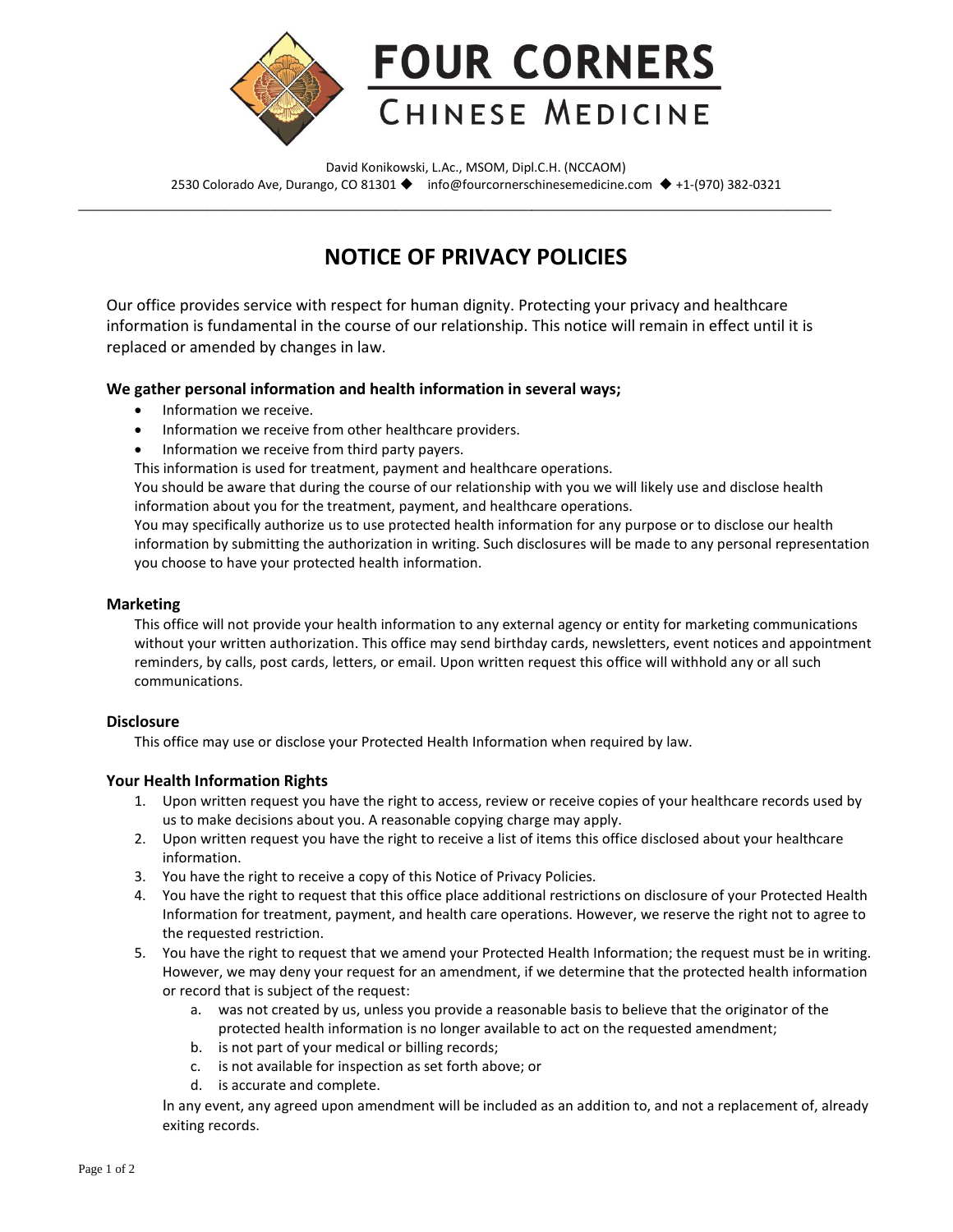# FOUR CORNERS

## CHINESE MEDICINE

David Konikowski, L.Ac., MSOM, Dipl.C.H. (NCCAOM)
2530 Colorado Ave, Durango, CO 81301 ◆ info@fourcornerschinesemedicine.com ◆ +1-(970) 382-0321

---

# NOTICE OF PRIVACY POLICIES

Our office provides service with respect for human dignity. Protecting your privacy and healthcare information is fundamental in the course of our relationship. This notice will remain in effect until it is replaced or amended by changes in law.

**We gather personal information and health information in several ways;**

- Information we receive.
- Information we receive from other healthcare providers.
- Information we receive from third party payers.

This information is used for treatment, payment and healthcare operations.

You should be aware that during the course of our relationship with you we will likely use and disclose health information about you for the treatment, payment, and healthcare operations.

You may specifically authorize us to use protected health information for any purpose or to disclose our health information by submitting the authorization in writing. Such disclosures will be made to any personal representation you choose to have your protected health information.

**Marketing**

This office will not provide your health information to any external agency or entity for marketing communications without your written authorization. This office may send birthday cards, newsletters, event notices and appointment reminders, by calls, post cards, letters, or email. Upon written request this office will withhold any or all such communications.

**Disclosure**

This office may use or disclose your Protected Health Information when required by law.

**Your Health Information Rights**

1. Upon written request you have the right to access, review or receive copies of your healthcare records used by us to make decisions about you. A reasonable copying charge may apply.
2. Upon written request you have the right to receive a list of items this office disclosed about your healthcare information.
3. You have the right to receive a copy of this Notice of Privacy Policies.
4. You have the right to request that this office place additional restrictions on disclosure of your Protected Health Information for treatment, payment, and health care operations. However, we reserve the right not to agree to the requested restriction.
5. You have the right to request that we amend your Protected Health Information; the request must be in writing. However, we may deny your request for an amendment, if we determine that the protected health information or record that is subject of the request:
   a. was not created by us, unless you provide a reasonable basis to believe that the originator of the protected health information is no longer available to act on the requested amendment;
   b. is not part of your medical or billing records;
   c. is not available for inspection as set forth above; or
   d. is accurate and complete.

   In any event, any agreed upon amendment will be included as an addition to, and not a replacement of, already exiting records.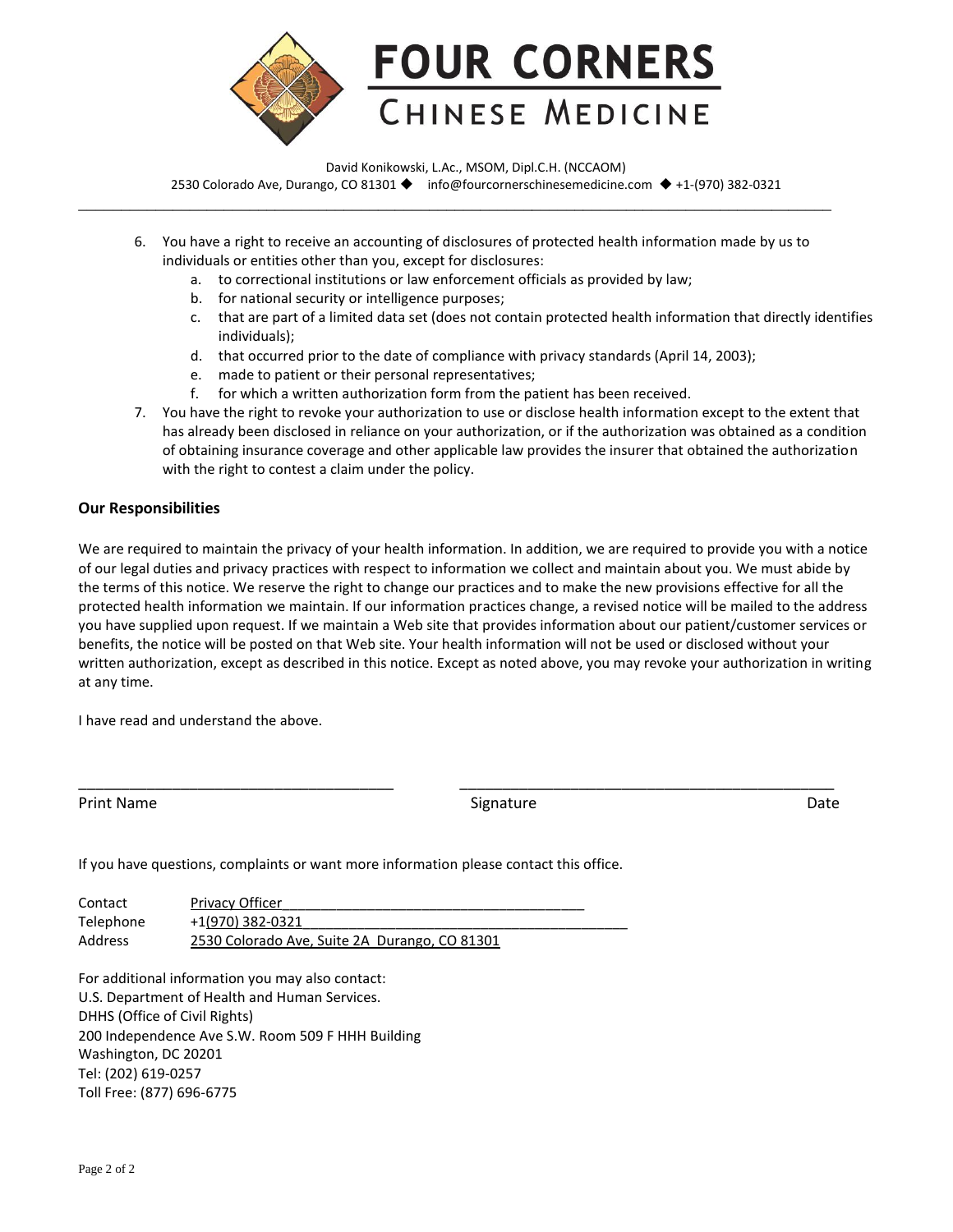FOUR CORNERS

CHINESE MEDICINE

David Konikowski, L.Ac., MSOM, Dipl.C.H. (NCCAOM)
2530 Colorado Ave, Durango, CO 81301 ◆ info@fourcornerschinesemedicine.com ◆ +1-(970) 382-0321

6. You have a right to receive an accounting of disclosures of protected health information made by us to individuals or entities other than you, except for disclosures:
   a. to correctional institutions or law enforcement officials as provided by law;
   b. for national security or intelligence purposes;
   c. that are part of a limited data set (does not contain protected health information that directly identifies individuals);
   d. that occurred prior to the date of compliance with privacy standards (April 14, 2003);
   e. made to patient or their personal representatives;
   f. for which a written authorization form from the patient has been received.
7. You have the right to revoke your authorization to use or disclose health information except to the extent that has already been disclosed in reliance on your authorization, or if the authorization was obtained as a condition of obtaining insurance coverage and other applicable law provides the insurer that obtained the authorization with the right to contest a claim under the policy.

**Our Responsibilities**

We are required to maintain the privacy of your health information. In addition, we are required to provide you with a notice of our legal duties and privacy practices with respect to information we collect and maintain about you. We must abide by the terms of this notice. We reserve the right to change our practices and to make the new provisions effective for all the protected health information we maintain. If our information practices change, a revised notice will be mailed to the address you have supplied upon request. If we maintain a Web site that provides information about our patient/customer services or benefits, the notice will be posted on that Web site. Your health information will not be used or disclosed without your written authorization, except as described in this notice. Except as noted above, you may revoke your authorization in writing at any time.

I have read and understand the above.

_______________________________________ _______________________________________________

Print Name Signature Date

If you have questions, complaints or want more information please contact this office.

| | |
|---|---|
| Contact | Privacy Officer |
| Telephone | +1(970) 382-0321 |
| Address | 2530 Colorado Ave, Suite 2A Durango, CO 81301 |

For additional information you may also contact:
U.S. Department of Health and Human Services.
DHHS (Office of Civil Rights)
200 Independence Ave S.W. Room 509 F HHH Building
Washington, DC 20201
Tel: (202) 619-0257
Toll Free: (877) 696-6775